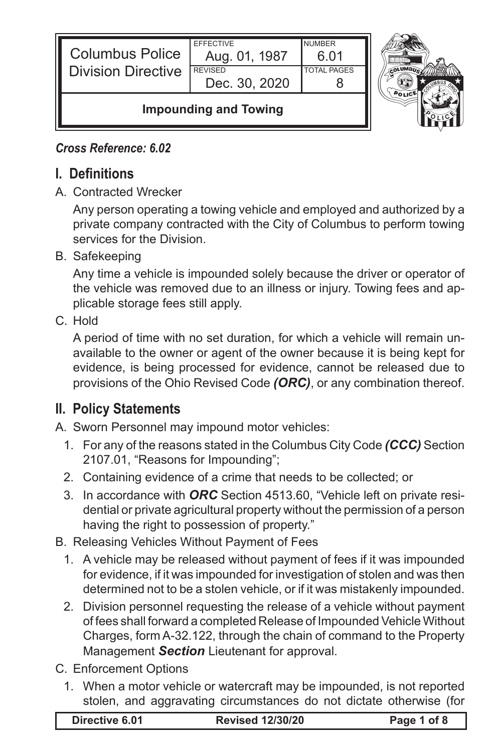| Columbus Police Division Directive | EFFECTIVE Aug. 01, 1987 | NUMBER 6.01 |
| --- | --- | --- |
| | REVISED Dec. 30, 2020 | TOTAL PAGES 8 |

**Impounding and Towing**

***Cross Reference: 6.02***

## I. Definitions

A. Contracted Wrecker

Any person operating a towing vehicle and employed and authorized by a private company contracted with the City of Columbus to perform towing services for the Division.

B. Safekeeping

Any time a vehicle is impounded solely because the driver or operator of the vehicle was removed due to an illness or injury. Towing fees and applicable storage fees still apply.

C. Hold

A period of time with no set duration, for which a vehicle will remain unavailable to the owner or agent of the owner because it is being kept for evidence, is being processed for evidence, cannot be released due to provisions of the Ohio Revised Code ***(ORC)***, or any combination thereof.

## II. Policy Statements

A. Sworn Personnel may impound motor vehicles:

1. For any of the reasons stated in the Columbus City Code ***(CCC)*** Section 2107.01, "Reasons for Impounding";
2. Containing evidence of a crime that needs to be collected; or
3. In accordance with ***ORC*** Section 4513.60, "Vehicle left on private residential or private agricultural property without the permission of a person having the right to possession of property."

B. Releasing Vehicles Without Payment of Fees

1. A vehicle may be released without payment of fees if it was impounded for evidence, if it was impounded for investigation of stolen and was then determined not to be a stolen vehicle, or if it was mistakenly impounded.
2. Division personnel requesting the release of a vehicle without payment of fees shall forward a completed Release of Impounded Vehicle Without Charges, form A-32.122, through the chain of command to the Property Management ***Section*** Lieutenant for approval.

C. Enforcement Options

1. When a motor vehicle or watercraft may be impounded, is not reported stolen, and aggravating circumstances do not dictate otherwise (for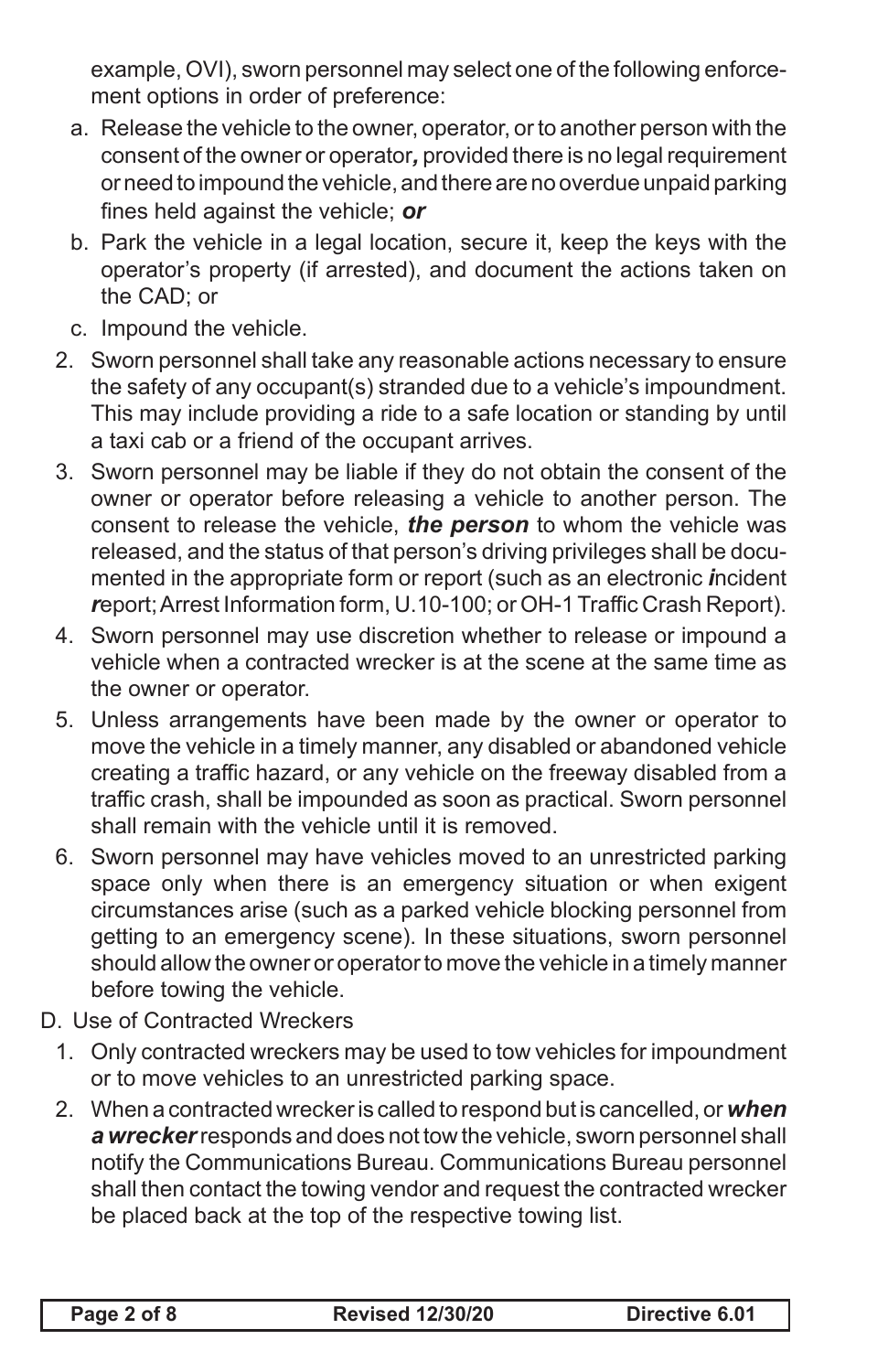example, OVI), sworn personnel may select one of the following enforcement options in order of preference:

a. Release the vehicle to the owner, operator, or to another person with the consent of the owner or operator***,*** provided there is no legal requirement or need to impound the vehicle, and there are no overdue unpaid parking fines held against the vehicle; ***or***

b. Park the vehicle in a legal location, secure it, keep the keys with the operator's property (if arrested), and document the actions taken on the CAD; or

c. Impound the vehicle.

2. Sworn personnel shall take any reasonable actions necessary to ensure the safety of any occupant(s) stranded due to a vehicle's impoundment. This may include providing a ride to a safe location or standing by until a taxi cab or a friend of the occupant arrives.

3. Sworn personnel may be liable if they do not obtain the consent of the owner or operator before releasing a vehicle to another person. The consent to release the vehicle, ***the person*** to whom the vehicle was released, and the status of that person's driving privileges shall be documented in the appropriate form or report (such as an electronic ***i***ncident ***r***eport; Arrest Information form, U.10-100; or OH-1 Traffic Crash Report).

4. Sworn personnel may use discretion whether to release or impound a vehicle when a contracted wrecker is at the scene at the same time as the owner or operator.

5. Unless arrangements have been made by the owner or operator to move the vehicle in a timely manner, any disabled or abandoned vehicle creating a traffic hazard, or any vehicle on the freeway disabled from a traffic crash, shall be impounded as soon as practical. Sworn personnel shall remain with the vehicle until it is removed.

6. Sworn personnel may have vehicles moved to an unrestricted parking space only when there is an emergency situation or when exigent circumstances arise (such as a parked vehicle blocking personnel from getting to an emergency scene). In these situations, sworn personnel should allow the owner or operator to move the vehicle in a timely manner before towing the vehicle.

D. Use of Contracted Wreckers

1. Only contracted wreckers may be used to tow vehicles for impoundment or to move vehicles to an unrestricted parking space.

2. When a contracted wrecker is called to respond but is cancelled, or ***when a wrecker*** responds and does not tow the vehicle, sworn personnel shall notify the Communications Bureau. Communications Bureau personnel shall then contact the towing vendor and request the contracted wrecker be placed back at the top of the respective towing list.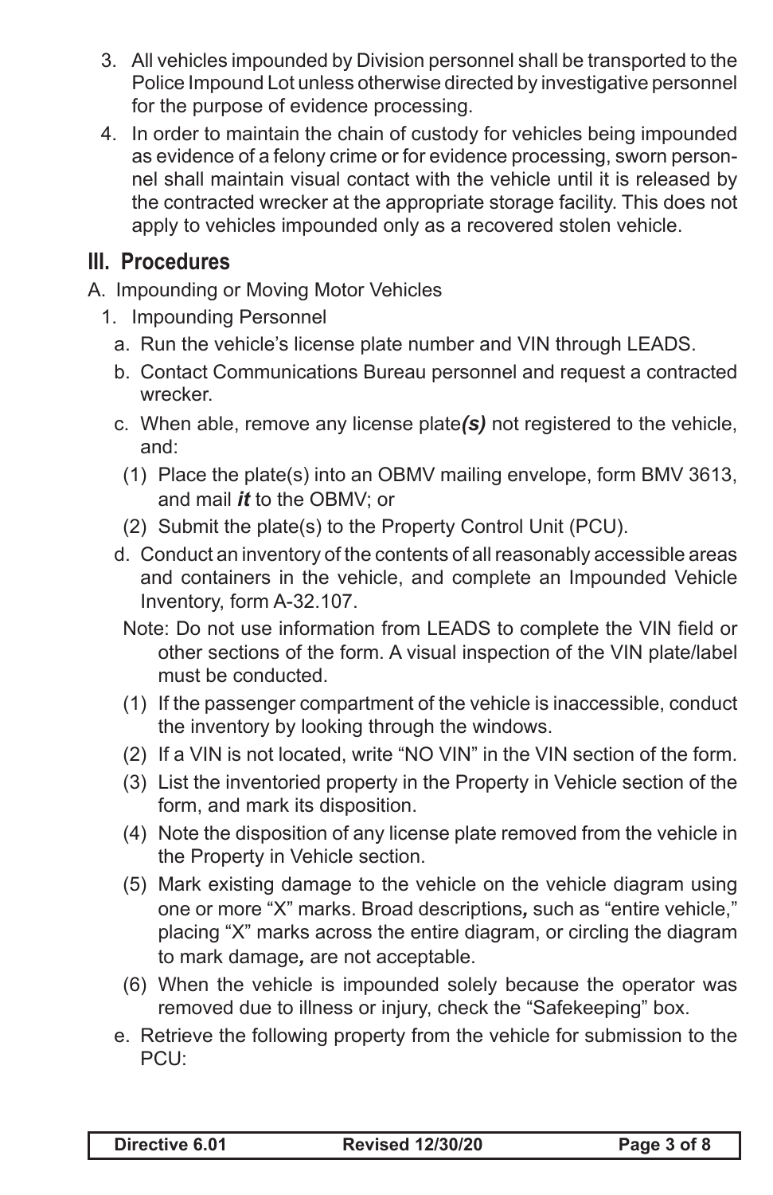3. All vehicles impounded by Division personnel shall be transported to the Police Impound Lot unless otherwise directed by investigative personnel for the purpose of evidence processing.
4. In order to maintain the chain of custody for vehicles being impounded as evidence of a felony crime or for evidence processing, sworn personnel shall maintain visual contact with the vehicle until it is released by the contracted wrecker at the appropriate storage facility. This does not apply to vehicles impounded only as a recovered stolen vehicle.

## III. Procedures

A. Impounding or Moving Motor Vehicles

1. Impounding Personnel
   a. Run the vehicle's license plate number and VIN through LEADS.
   b. Contact Communications Bureau personnel and request a contracted wrecker.
   c. When able, remove any license plate***(s)*** not registered to the vehicle, and:
      (1) Place the plate(s) into an OBMV mailing envelope, form BMV 3613, and mail ***it*** to the OBMV; or
      (2) Submit the plate(s) to the Property Control Unit (PCU).
   d. Conduct an inventory of the contents of all reasonably accessible areas and containers in the vehicle, and complete an Impounded Vehicle Inventory, form A-32.107.
      Note: Do not use information from LEADS to complete the VIN field or other sections of the form. A visual inspection of the VIN plate/label must be conducted.
      (1) If the passenger compartment of the vehicle is inaccessible, conduct the inventory by looking through the windows.
      (2) If a VIN is not located, write "NO VIN" in the VIN section of the form.
      (3) List the inventoried property in the Property in Vehicle section of the form, and mark its disposition.
      (4) Note the disposition of any license plate removed from the vehicle in the Property in Vehicle section.
      (5) Mark existing damage to the vehicle on the vehicle diagram using one or more "X" marks. Broad descriptions***,*** such as "entire vehicle," placing "X" marks across the entire diagram, or circling the diagram to mark damage***,*** are not acceptable.
      (6) When the vehicle is impounded solely because the operator was removed due to illness or injury, check the "Safekeeping" box.
   e. Retrieve the following property from the vehicle for submission to the PCU: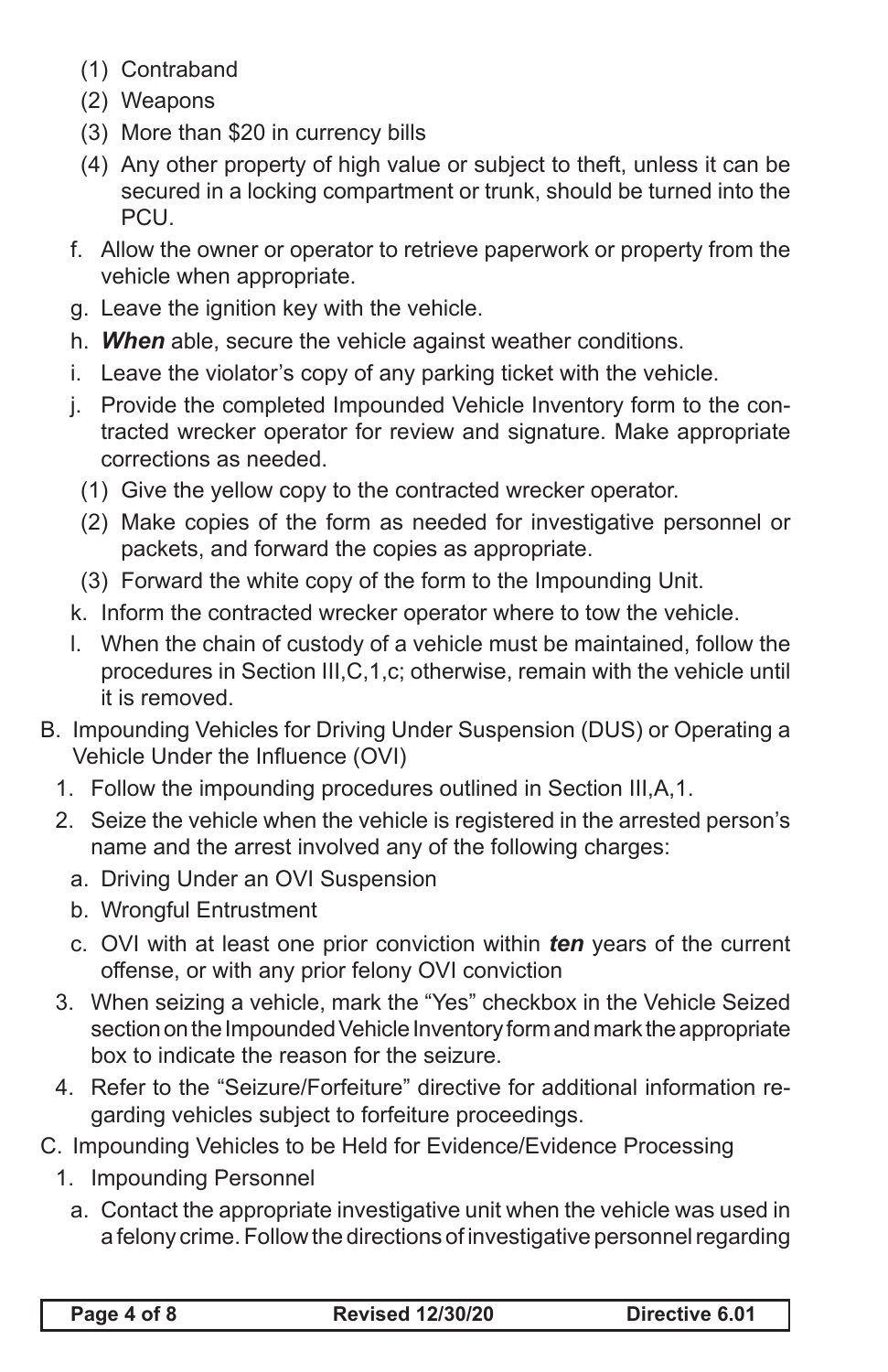(1) Contraband
    (2) Weapons
    (3) More than $20 in currency bills
    (4) Any other property of high value or subject to theft, unless it can be secured in a locking compartment or trunk, should be turned into the PCU.
  f. Allow the owner or operator to retrieve paperwork or property from the vehicle when appropriate.
  g. Leave the ignition key with the vehicle.
  h. ***When*** able, secure the vehicle against weather conditions.
  i. Leave the violator's copy of any parking ticket with the vehicle.
  j. Provide the completed Impounded Vehicle Inventory form to the contracted wrecker operator for review and signature. Make appropriate corrections as needed.
    (1) Give the yellow copy to the contracted wrecker operator.
    (2) Make copies of the form as needed for investigative personnel or packets, and forward the copies as appropriate.
    (3) Forward the white copy of the form to the Impounding Unit.
  k. Inform the contracted wrecker operator where to tow the vehicle.
  l. When the chain of custody of a vehicle must be maintained, follow the procedures in Section III,C,1,c; otherwise, remain with the vehicle until it is removed.

B. Impounding Vehicles for Driving Under Suspension (DUS) or Operating a Vehicle Under the Influence (OVI)
  1. Follow the impounding procedures outlined in Section III,A,1.
  2. Seize the vehicle when the vehicle is registered in the arrested person's name and the arrest involved any of the following charges:
    a. Driving Under an OVI Suspension
    b. Wrongful Entrustment
    c. OVI with at least one prior conviction within ***ten*** years of the current offense, or with any prior felony OVI conviction
  3. When seizing a vehicle, mark the "Yes" checkbox in the Vehicle Seized section on the Impounded Vehicle Inventory form and mark the appropriate box to indicate the reason for the seizure.
  4. Refer to the "Seizure/Forfeiture" directive for additional information regarding vehicles subject to forfeiture proceedings.

C. Impounding Vehicles to be Held for Evidence/Evidence Processing
  1. Impounding Personnel
    a. Contact the appropriate investigative unit when the vehicle was used in a felony crime. Follow the directions of investigative personnel regarding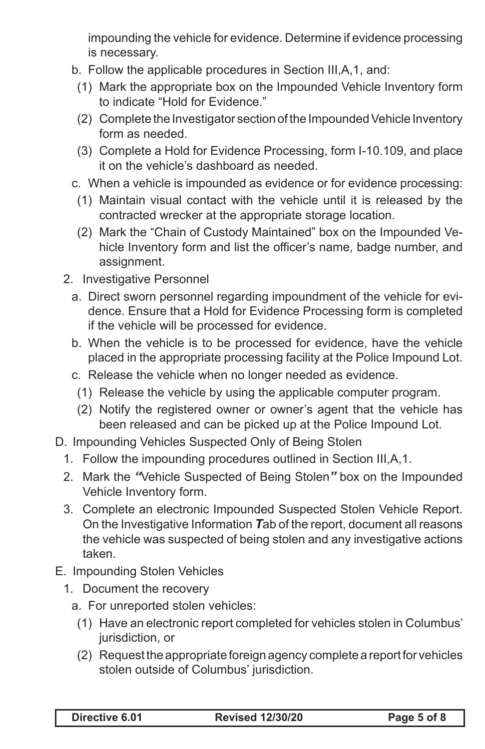impounding the vehicle for evidence. Determine if evidence processing is necessary.

b. Follow the applicable procedures in Section III,A,1, and:

(1) Mark the appropriate box on the Impounded Vehicle Inventory form to indicate "Hold for Evidence."

(2) Complete the Investigator section of the Impounded Vehicle Inventory form as needed.

(3) Complete a Hold for Evidence Processing, form I-10.109, and place it on the vehicle's dashboard as needed.

c. When a vehicle is impounded as evidence or for evidence processing:

(1) Maintain visual contact with the vehicle until it is released by the contracted wrecker at the appropriate storage location.

(2) Mark the "Chain of Custody Maintained" box on the Impounded Vehicle Inventory form and list the officer's name, badge number, and assignment.

2. Investigative Personnel

a. Direct sworn personnel regarding impoundment of the vehicle for evidence. Ensure that a Hold for Evidence Processing form is completed if the vehicle will be processed for evidence.

b. When the vehicle is to be processed for evidence, have the vehicle placed in the appropriate processing facility at the Police Impound Lot.

c. Release the vehicle when no longer needed as evidence.

(1) Release the vehicle by using the applicable computer program.

(2) Notify the registered owner or owner's agent that the vehicle has been released and can be picked up at the Police Impound Lot.

D. Impounding Vehicles Suspected Only of Being Stolen

1. Follow the impounding procedures outlined in Section III,A,1.

2. Mark the ***"***Vehicle Suspected of Being Stolen***"*** box on the Impounded Vehicle Inventory form.

3. Complete an electronic Impounded Suspected Stolen Vehicle Report. On the Investigative Information ***T***ab of the report, document all reasons the vehicle was suspected of being stolen and any investigative actions taken.

E. Impounding Stolen Vehicles

1. Document the recovery

a. For unreported stolen vehicles:

(1) Have an electronic report completed for vehicles stolen in Columbus' jurisdiction, or

(2) Request the appropriate foreign agency complete a report for vehicles stolen outside of Columbus' jurisdiction.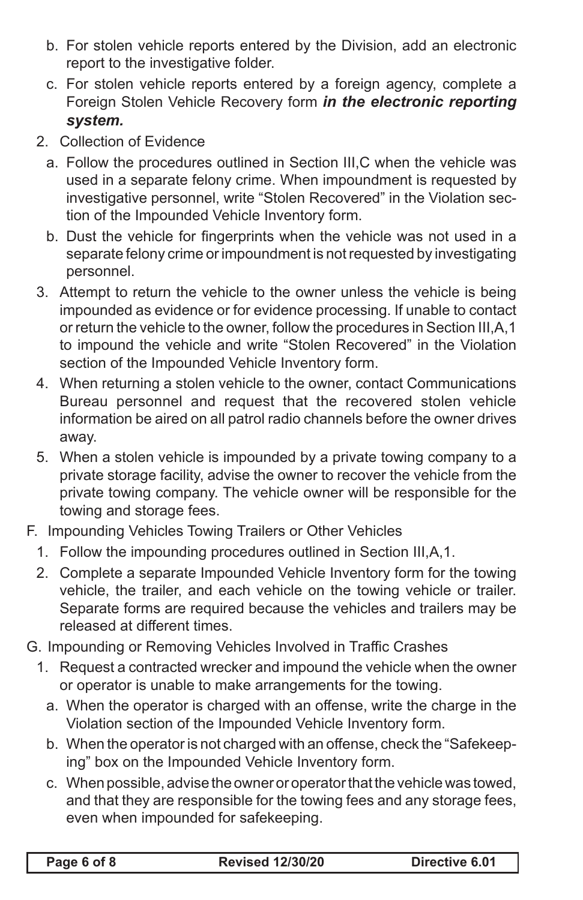b. For stolen vehicle reports entered by the Division, add an electronic report to the investigative folder.

c. For stolen vehicle reports entered by a foreign agency, complete a Foreign Stolen Vehicle Recovery form ***in the electronic reporting system.***

2. Collection of Evidence

   a. Follow the procedures outlined in Section III,C when the vehicle was used in a separate felony crime. When impoundment is requested by investigative personnel, write "Stolen Recovered" in the Violation section of the Impounded Vehicle Inventory form.

   b. Dust the vehicle for fingerprints when the vehicle was not used in a separate felony crime or impoundment is not requested by investigating personnel.

3. Attempt to return the vehicle to the owner unless the vehicle is being impounded as evidence or for evidence processing. If unable to contact or return the vehicle to the owner, follow the procedures in Section III,A,1 to impound the vehicle and write "Stolen Recovered" in the Violation section of the Impounded Vehicle Inventory form.

4. When returning a stolen vehicle to the owner, contact Communications Bureau personnel and request that the recovered stolen vehicle information be aired on all patrol radio channels before the owner drives away.

5. When a stolen vehicle is impounded by a private towing company to a private storage facility, advise the owner to recover the vehicle from the private towing company. The vehicle owner will be responsible for the towing and storage fees.

F. Impounding Vehicles Towing Trailers or Other Vehicles

1. Follow the impounding procedures outlined in Section III,A,1.

2. Complete a separate Impounded Vehicle Inventory form for the towing vehicle, the trailer, and each vehicle on the towing vehicle or trailer. Separate forms are required because the vehicles and trailers may be released at different times.

G. Impounding or Removing Vehicles Involved in Traffic Crashes

1. Request a contracted wrecker and impound the vehicle when the owner or operator is unable to make arrangements for the towing.

   a. When the operator is charged with an offense, write the charge in the Violation section of the Impounded Vehicle Inventory form.

   b. When the operator is not charged with an offense, check the "Safekeeping" box on the Impounded Vehicle Inventory form.

   c. When possible, advise the owner or operator that the vehicle was towed, and that they are responsible for the towing fees and any storage fees, even when impounded for safekeeping.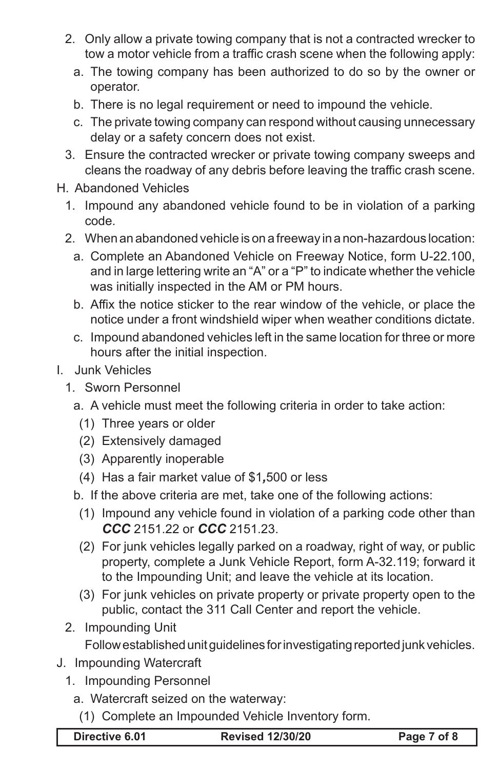2. Only allow a private towing company that is not a contracted wrecker to tow a motor vehicle from a traffic crash scene when the following apply:
   a. The towing company has been authorized to do so by the owner or operator.
   b. There is no legal requirement or need to impound the vehicle.
   c. The private towing company can respond without causing unnecessary delay or a safety concern does not exist.
3. Ensure the contracted wrecker or private towing company sweeps and cleans the roadway of any debris before leaving the traffic crash scene.

H. Abandoned Vehicles
   1. Impound any abandoned vehicle found to be in violation of a parking code.
   2. When an abandoned vehicle is on a freeway in a non-hazardous location:
      a. Complete an Abandoned Vehicle on Freeway Notice, form U-22.100, and in large lettering write an "A" or a "P" to indicate whether the vehicle was initially inspected in the AM or PM hours.
      b. Affix the notice sticker to the rear window of the vehicle, or place the notice under a front windshield wiper when weather conditions dictate.
      c. Impound abandoned vehicles left in the same location for three or more hours after the initial inspection.

I. Junk Vehicles
   1. Sworn Personnel
      a. A vehicle must meet the following criteria in order to take action:
         (1) Three years or older
         (2) Extensively damaged
         (3) Apparently inoperable
         (4) Has a fair market value of $1,500 or less
      b. If the above criteria are met, take one of the following actions:
         (1) Impound any vehicle found in violation of a parking code other than ***CCC*** 2151.22 or ***CCC*** 2151.23.
         (2) For junk vehicles legally parked on a roadway, right of way, or public property, complete a Junk Vehicle Report, form A-32.119; forward it to the Impounding Unit; and leave the vehicle at its location.
         (3) For junk vehicles on private property or private property open to the public, contact the 311 Call Center and report the vehicle.
   2. Impounding Unit

      Follow established unit guidelines for investigating reported junk vehicles.

J. Impounding Watercraft
   1. Impounding Personnel
      a. Watercraft seized on the waterway:
         (1) Complete an Impounded Vehicle Inventory form.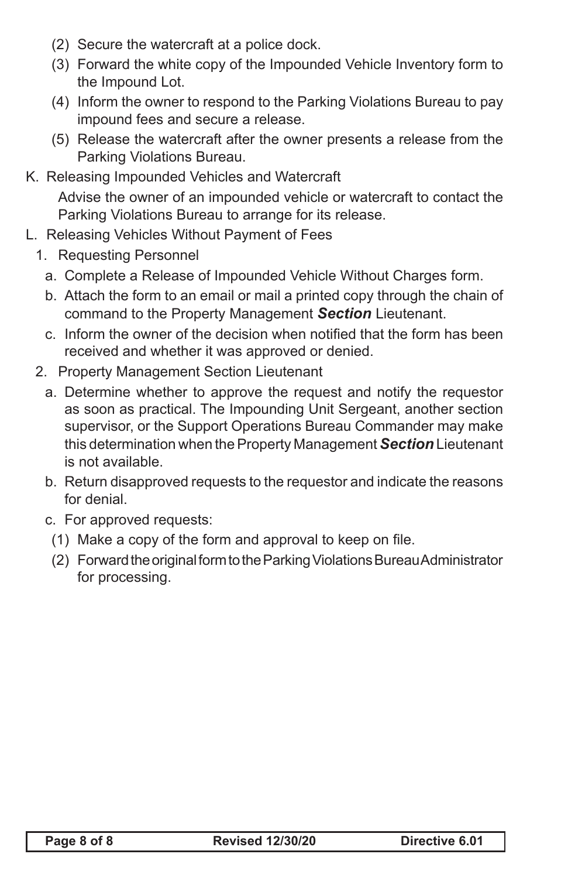(2) Secure the watercraft at a police dock.

(3) Forward the white copy of the Impounded Vehicle Inventory form to the Impound Lot.

(4) Inform the owner to respond to the Parking Violations Bureau to pay impound fees and secure a release.

(5) Release the watercraft after the owner presents a release from the Parking Violations Bureau.

K. Releasing Impounded Vehicles and Watercraft

Advise the owner of an impounded vehicle or watercraft to contact the Parking Violations Bureau to arrange for its release.

L. Releasing Vehicles Without Payment of Fees

1. Requesting Personnel

a. Complete a Release of Impounded Vehicle Without Charges form.

b. Attach the form to an email or mail a printed copy through the chain of command to the Property Management ***Section*** Lieutenant.

c. Inform the owner of the decision when notified that the form has been received and whether it was approved or denied.

2. Property Management Section Lieutenant

a. Determine whether to approve the request and notify the requestor as soon as practical. The Impounding Unit Sergeant, another section supervisor, or the Support Operations Bureau Commander may make this determination when the Property Management ***Section*** Lieutenant is not available.

b. Return disapproved requests to the requestor and indicate the reasons for denial.

c. For approved requests:

(1) Make a copy of the form and approval to keep on file.

(2) Forward the original form to the Parking Violations Bureau Administrator for processing.